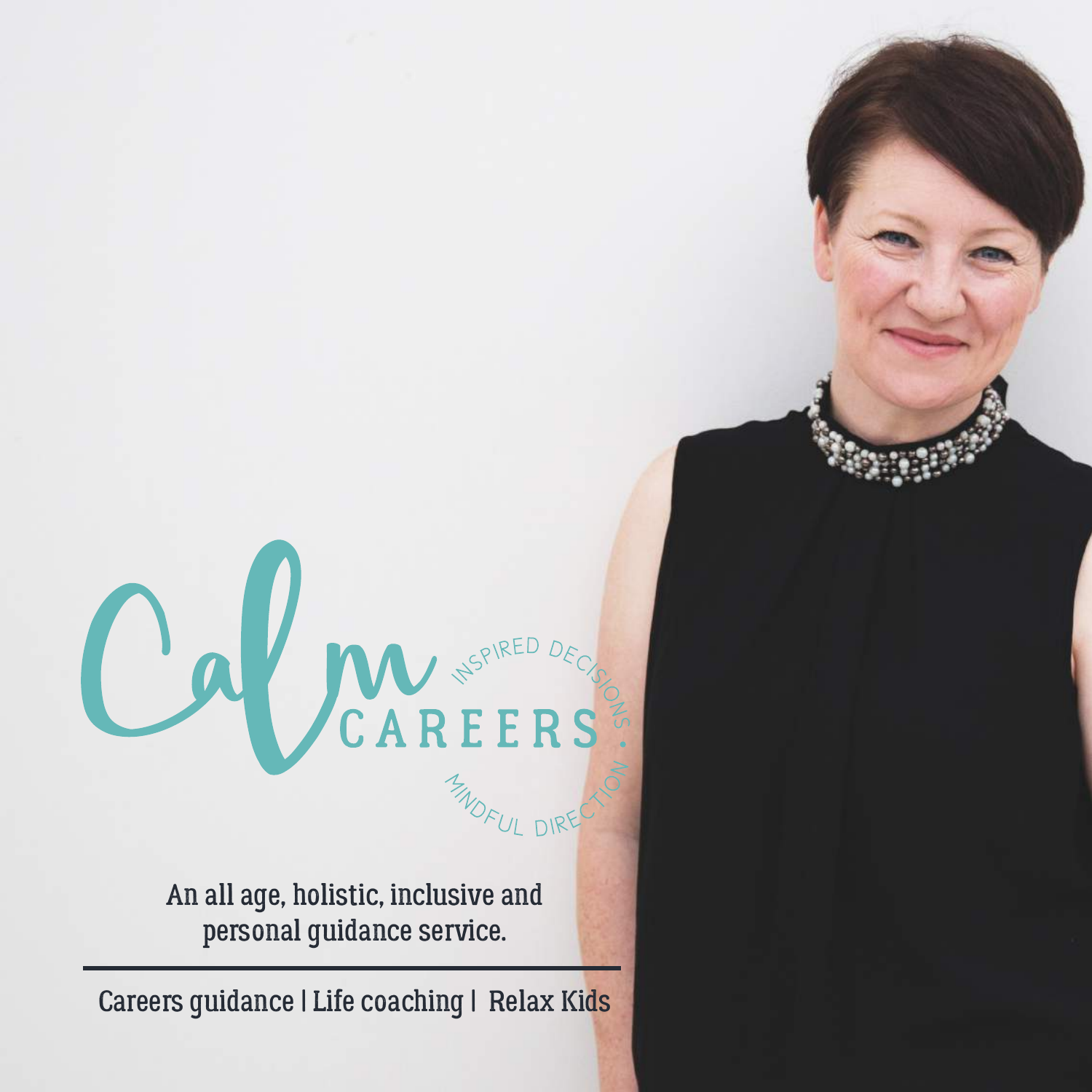# Calm CAREERS

INSPIRED DECISIONS . MINDFUL DIRECTION

An all age, holistic, inclusive and personal guidance service.

---

Careers guidance | Life coaching | Relax Kids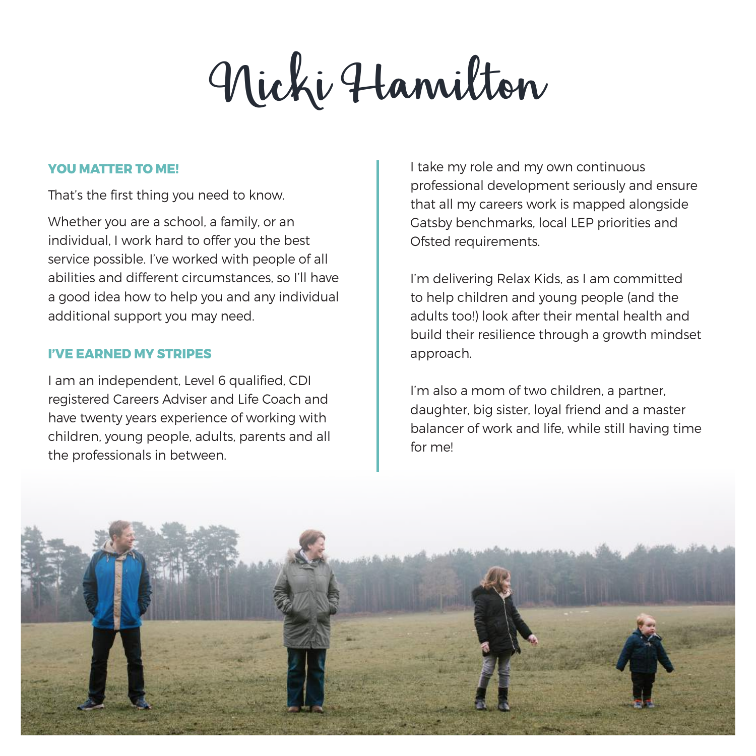# Nicki Hamilton

### YOU MATTER TO ME!

That's the first thing you need to know.

Whether you are a school, a family, or an individual, I work hard to offer you the best service possible. I've worked with people of all abilities and different circumstances, so I'll have a good idea how to help you and any individual additional support you may need.

### I'VE EARNED MY STRIPES

I am an independent, Level 6 qualified, CDI registered Careers Adviser and Life Coach and have twenty years experience of working with children, young people, adults, parents and all the professionals in between.

I take my role and my own continuous professional development seriously and ensure that all my careers work is mapped alongside Gatsby benchmarks, local LEP priorities and Ofsted requirements.

I'm delivering Relax Kids, as I am committed to help children and young people (and the adults too!) look after their mental health and build their resilience through a growth mindset approach.

I'm also a mom of two children, a partner, daughter, big sister, loyal friend and a master balancer of work and life, while still having time for me!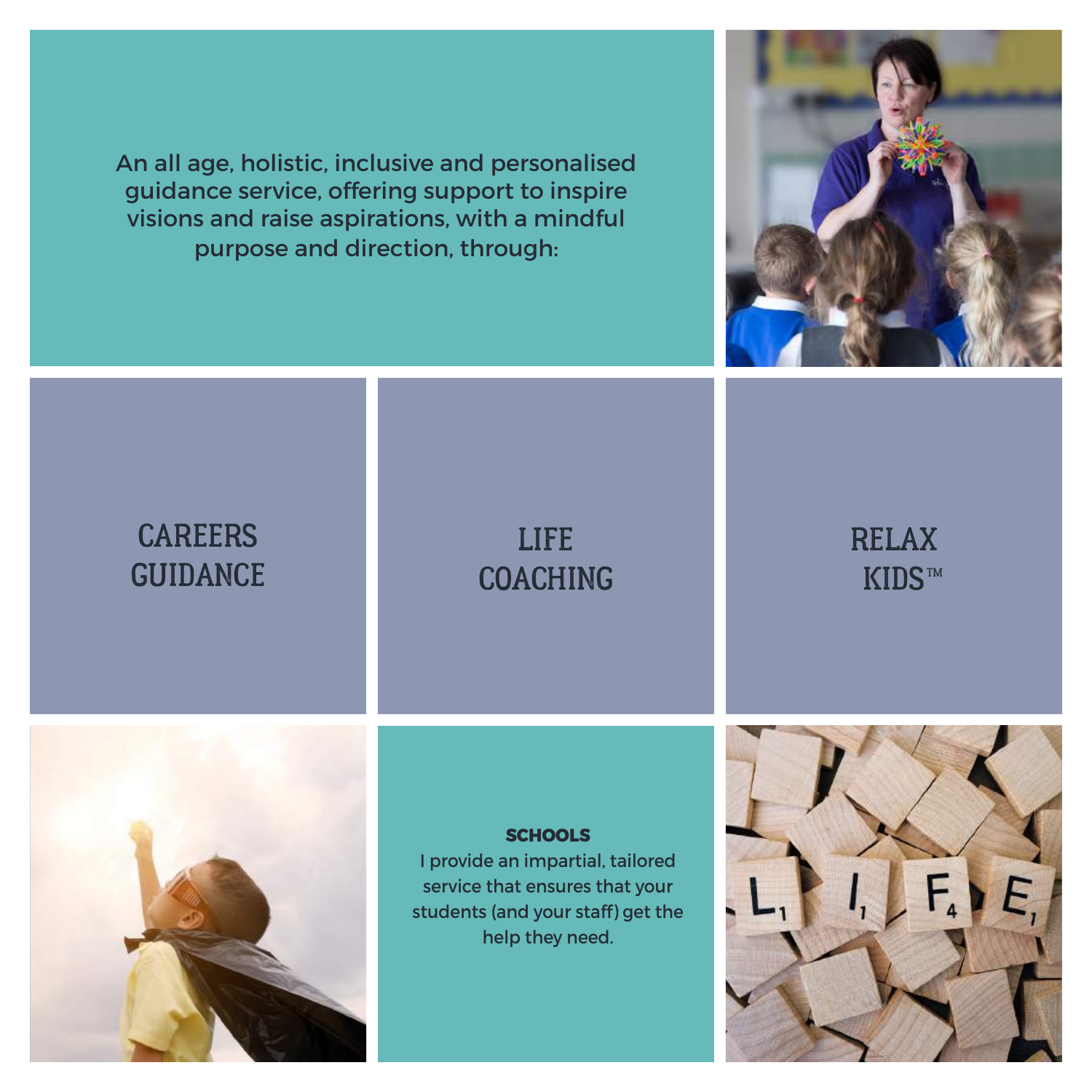An all age, holistic, inclusive and personalised guidance service, offering support to inspire visions and raise aspirations, with a mindful purpose and direction, through:

## CAREERS GUIDANCE

## LIFE COACHING

## RELAX KIDS™

**SCHOOLS**

I provide an impartial, tailored service that ensures that your students (and your staff) get the help they need.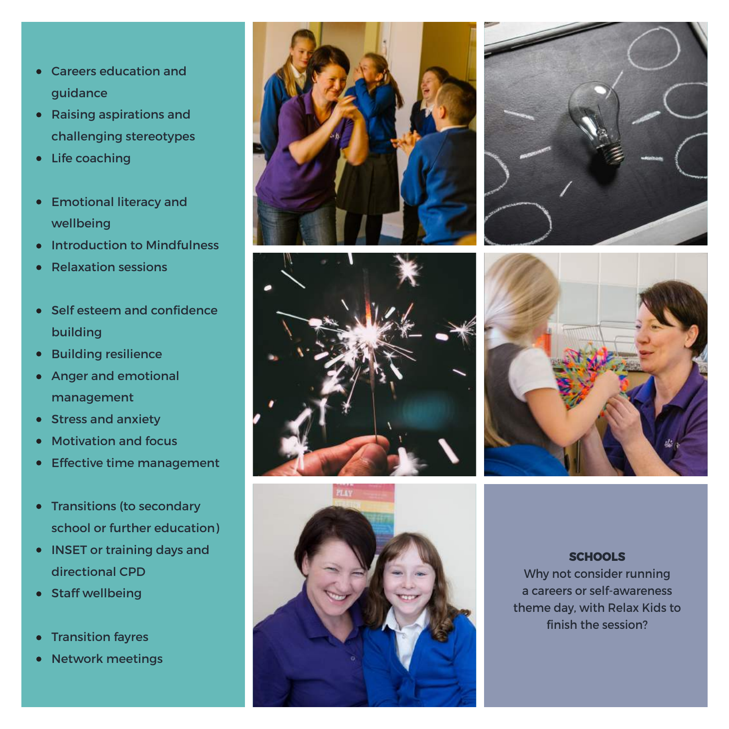- Careers education and guidance
- Raising aspirations and challenging stereotypes
- Life coaching

- Emotional literacy and wellbeing
- Introduction to Mindfulness
- Relaxation sessions

- Self esteem and confidence building
- Building resilience
- Anger and emotional management
- Stress and anxiety
- Motivation and focus
- Effective time management

- Transitions (to secondary school or further education)
- INSET or training days and directional CPD
- Staff wellbeing

- Transition fayres
- Network meetings

**SCHOOLS**

Why not consider running a careers or self-awareness theme day, with Relax Kids to finish the session?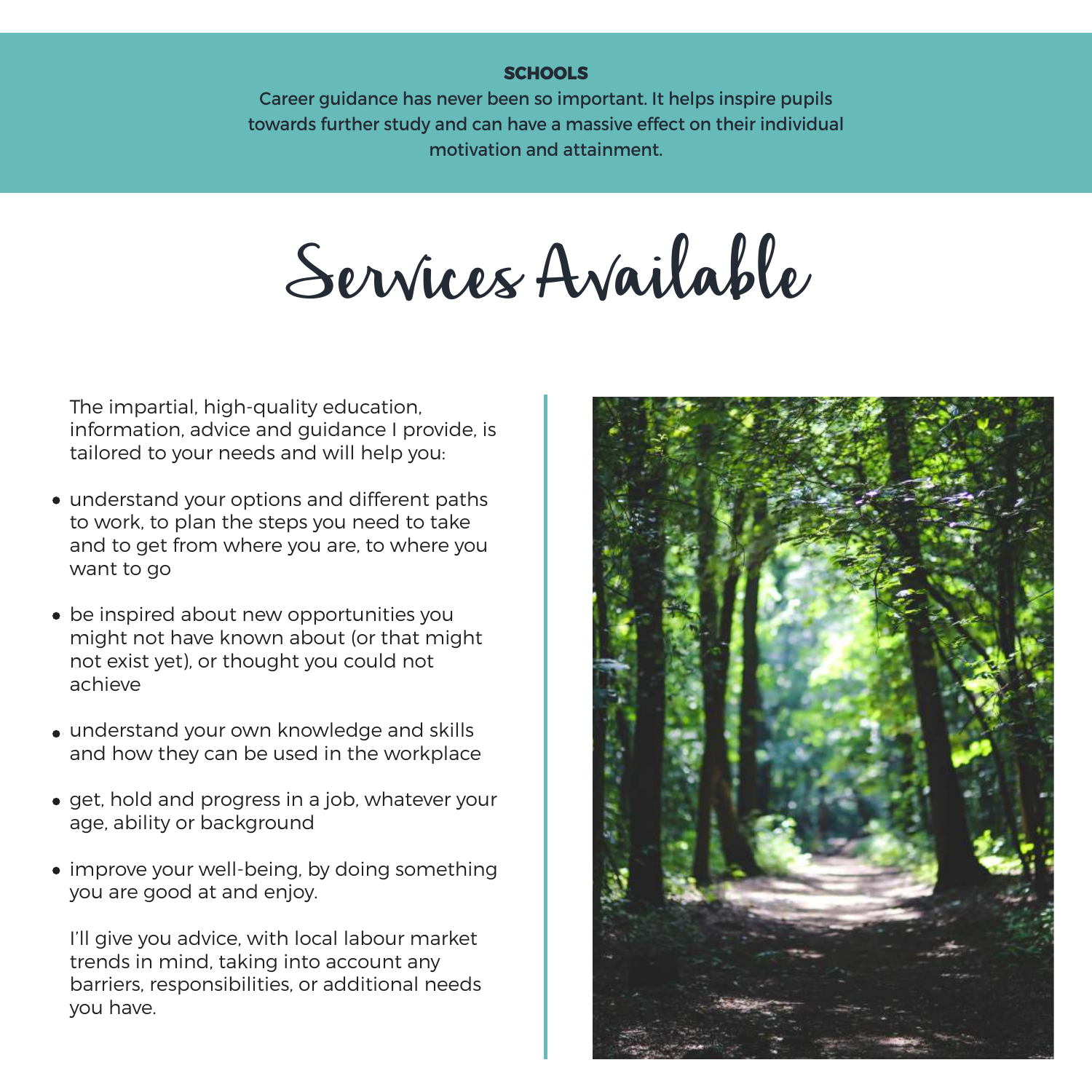**SCHOOLS**

Career guidance has never been so important. It helps inspire pupils towards further study and can have a massive effect on their individual motivation and attainment.

# Services Available

The impartial, high-quality education, information, advice and guidance I provide, is tailored to your needs and will help you:

- understand your options and different paths to work, to plan the steps you need to take and to get from where you are, to where you want to go
- be inspired about new opportunities you might not have known about (or that might not exist yet), or thought you could not achieve
- understand your own knowledge and skills and how they can be used in the workplace
- get, hold and progress in a job, whatever your age, ability or background
- improve your well-being, by doing something you are good at and enjoy.

I'll give you advice, with local labour market trends in mind, taking into account any barriers, responsibilities, or additional needs you have.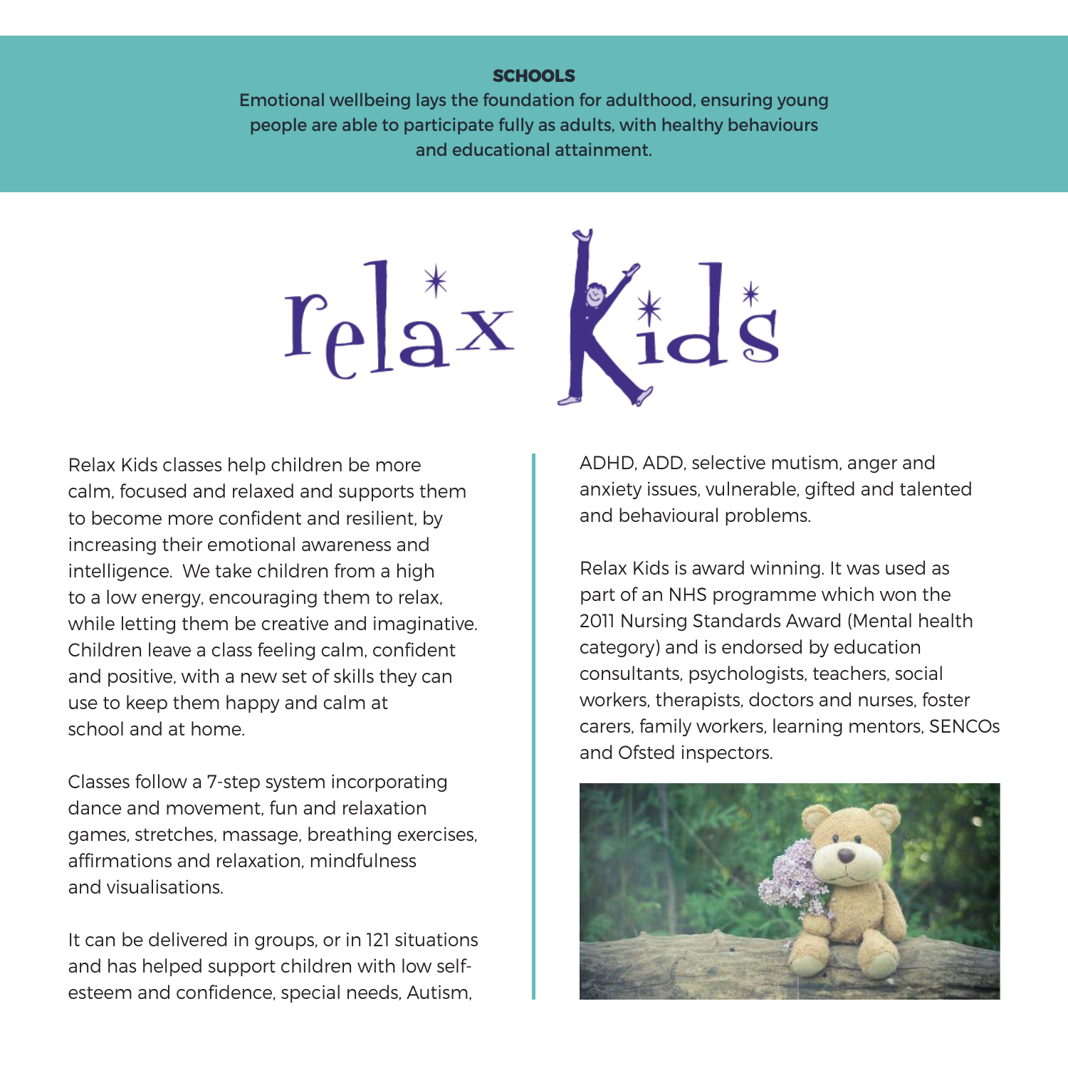**SCHOOLS**

Emotional wellbeing lays the foundation for adulthood, ensuring young people are able to participate fully as adults, with healthy behaviours and educational attainment.

relax Kids

Relax Kids classes help children be more calm, focused and relaxed and supports them to become more confident and resilient, by increasing their emotional awareness and intelligence. We take children from a high to a low energy, encouraging them to relax, while letting them be creative and imaginative. Children leave a class feeling calm, confident and positive, with a new set of skills they can use to keep them happy and calm at school and at home.

Classes follow a 7-step system incorporating dance and movement, fun and relaxation games, stretches, massage, breathing exercises, affirmations and relaxation, mindfulness and visualisations.

It can be delivered in groups, or in 121 situations and has helped support children with low self-esteem and confidence, special needs, Autism, ADHD, ADD, selective mutism, anger and anxiety issues, vulnerable, gifted and talented and behavioural problems.

Relax Kids is award winning. It was used as part of an NHS programme which won the 2011 Nursing Standards Award (Mental health category) and is endorsed by education consultants, psychologists, teachers, social workers, therapists, doctors and nurses, foster carers, family workers, learning mentors, SENCOs and Ofsted inspectors.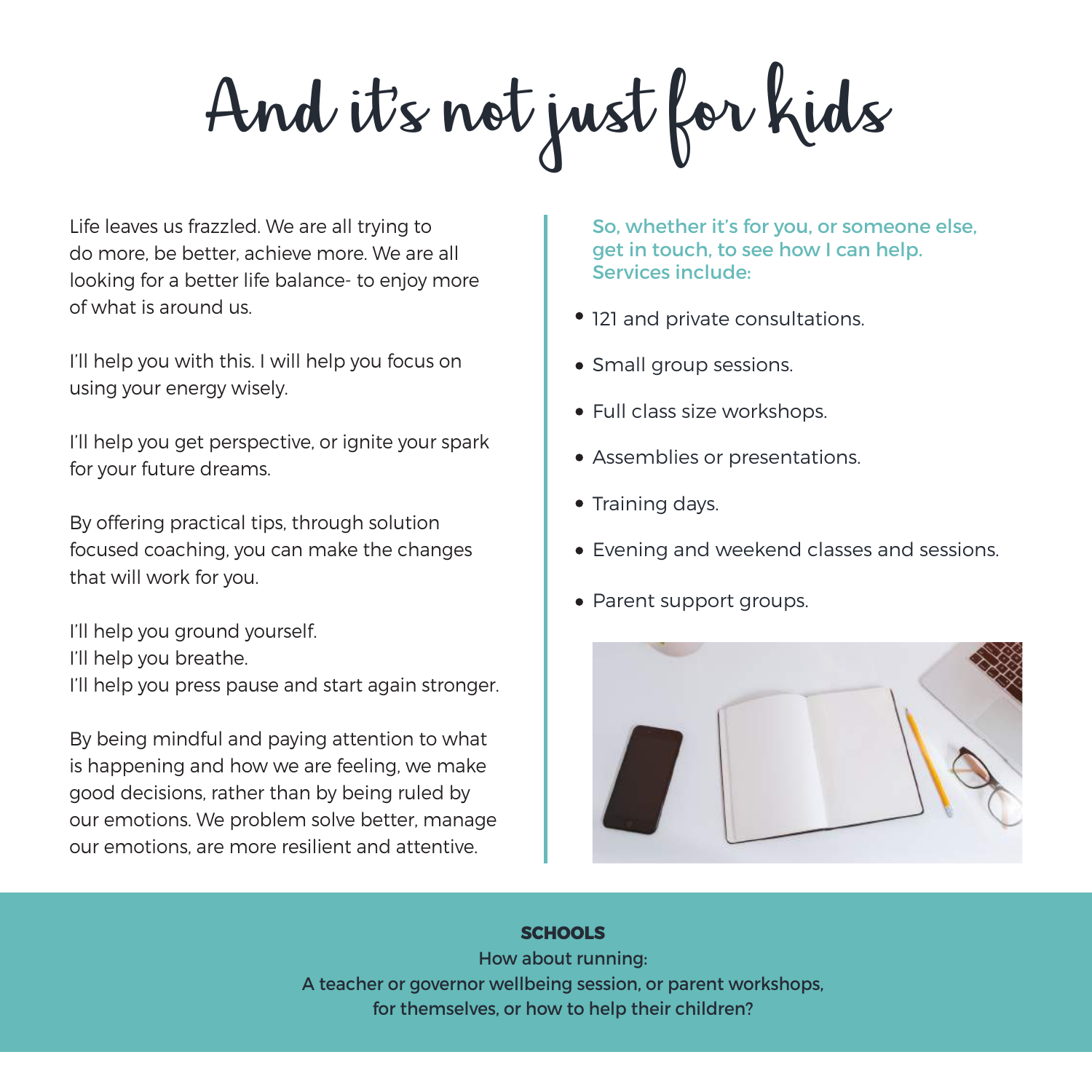# And it's not just for kids

Life leaves us frazzled. We are all trying to do more, be better, achieve more. We are all looking for a better life balance- to enjoy more of what is around us.

I'll help you with this. I will help you focus on using your energy wisely.

I'll help you get perspective, or ignite your spark for your future dreams.

By offering practical tips, through solution focused coaching, you can make the changes that will work for you.

I'll help you ground yourself.
I'll help you breathe.
I'll help you press pause and start again stronger.

By being mindful and paying attention to what is happening and how we are feeling, we make good decisions, rather than by being ruled by our emotions. We problem solve better, manage our emotions, are more resilient and attentive.

So, whether it's for you, or someone else, get in touch, to see how I can help. Services include:

- 121 and private consultations.
- Small group sessions.
- Full class size workshops.
- Assemblies or presentations.
- Training days.
- Evening and weekend classes and sessions.
- Parent support groups.

**SCHOOLS**

How about running:
A teacher or governor wellbeing session, or parent workshops, for themselves, or how to help their children?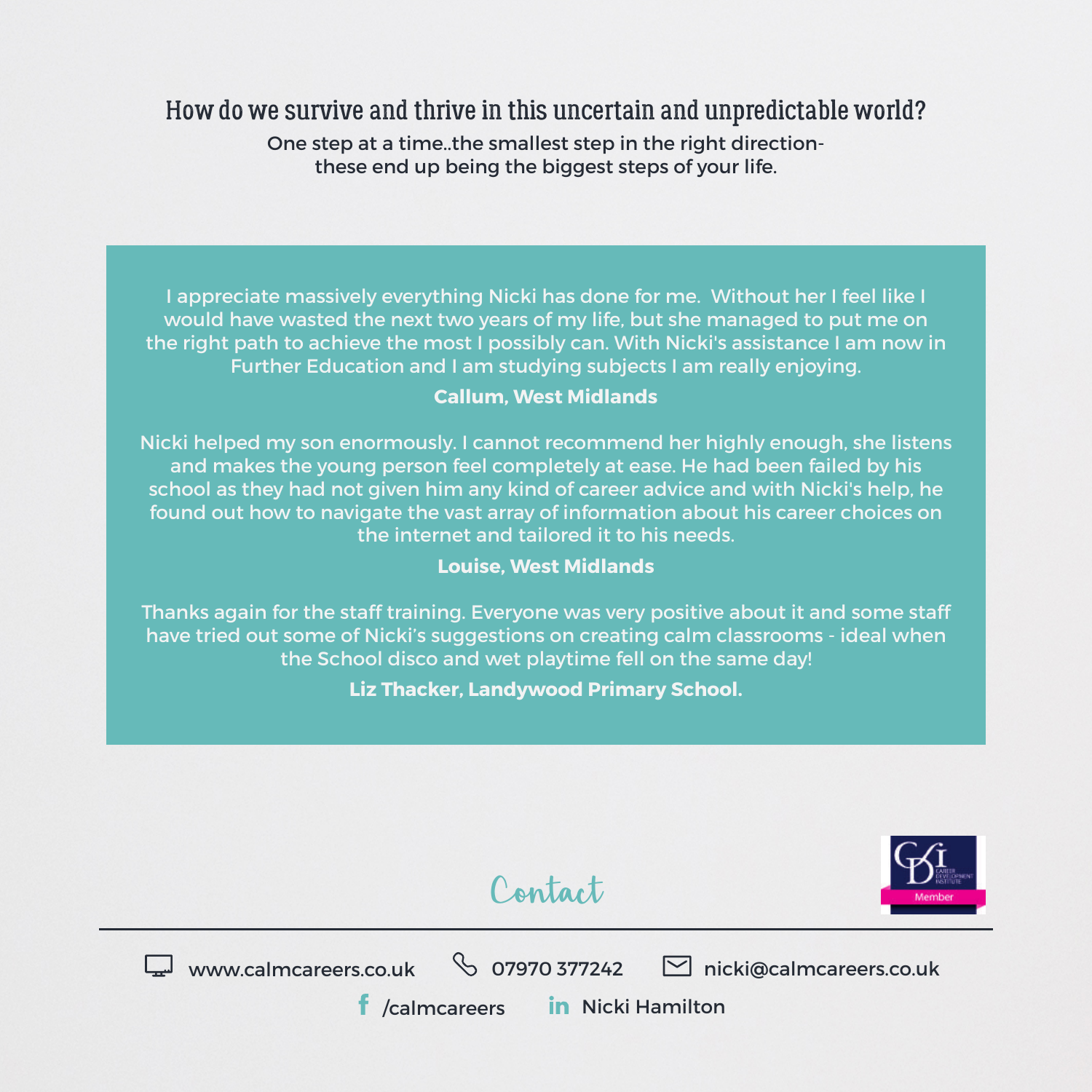## How do we survive and thrive in this uncertain and unpredictable world?

One step at a time..the smallest step in the right direction- these end up being the biggest steps of your life.

I appreciate massively everything Nicki has done for me. Without her I feel like I would have wasted the next two years of my life, but she managed to put me on the right path to achieve the most I possibly can. With Nicki's assistance I am now in Further Education and I am studying subjects I am really enjoying.

**Callum, West Midlands**

Nicki helped my son enormously. I cannot recommend her highly enough, she listens and makes the young person feel completely at ease. He had been failed by his school as they had not given him any kind of career advice and with Nicki's help, he found out how to navigate the vast array of information about his career choices on the internet and tailored it to his needs.

**Louise, West Midlands**

Thanks again for the staff training. Everyone was very positive about it and some staff have tried out some of Nicki's suggestions on creating calm classrooms - ideal when the School disco and wet playtime fell on the same day!

**Liz Thacker, Landywood Primary School.**

## Contact

CDI Career Development Institute Member

www.calmcareers.co.uk | 07970 377242 | nicki@calmcareers.co.uk

/calmcareers | Nicki Hamilton